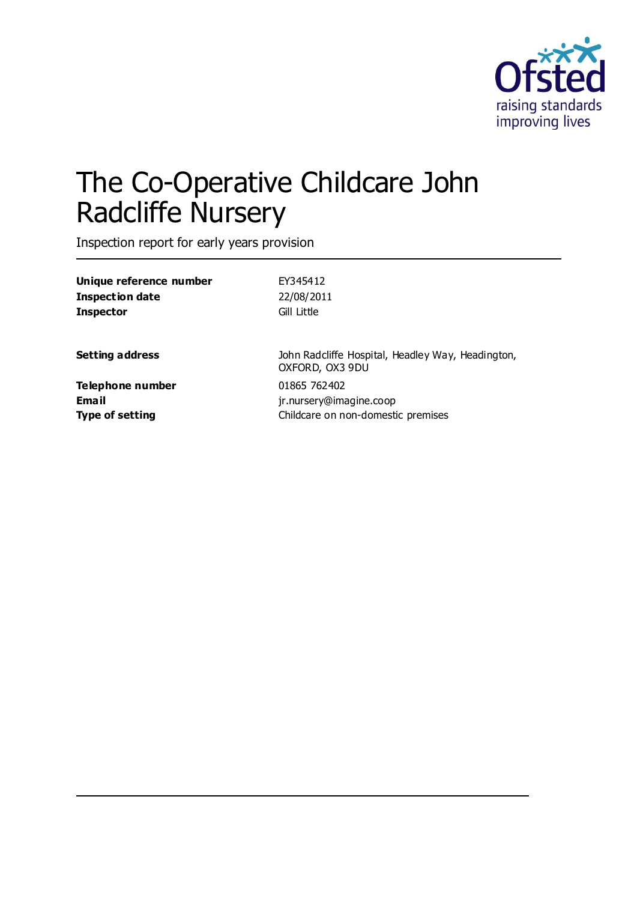# The Co-Operative Childcare John Radcliffe Nursery

Inspection report for early years provision

| | |
|---|---|
| **Unique reference number** | EY345412 |
| **Inspection date** | 22/08/2011 |
| **Inspector** | Gill Little |

| | |
|---|---|
| **Setting address** | John Radcliffe Hospital, Headley Way, Headington, OXFORD, OX3 9DU |
| **Telephone number** | 01865 762402 |
| **Email** | jr.nursery@imagine.coop |
| **Type of setting** | Childcare on non-domestic premises |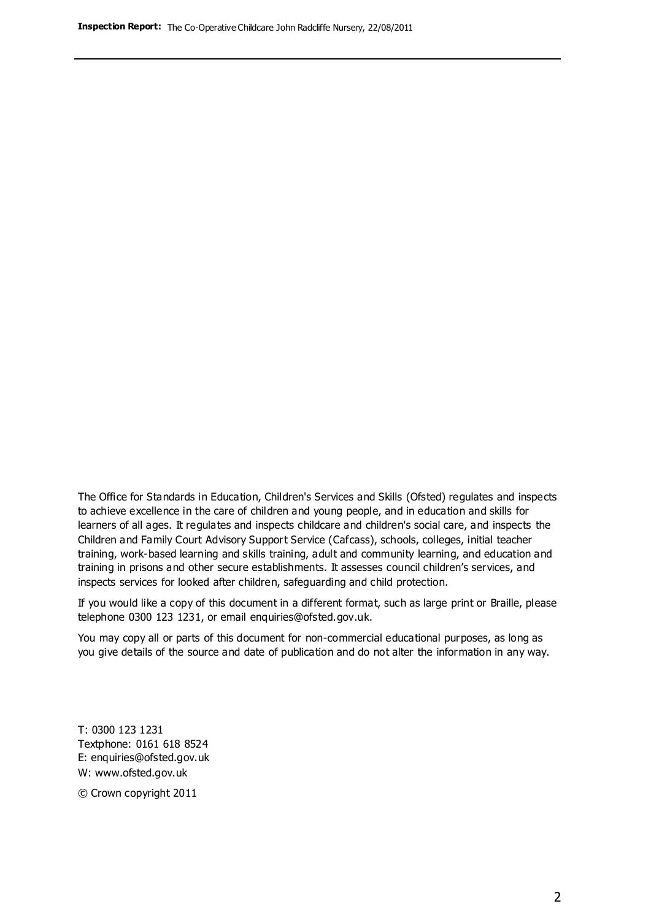The Office for Standards in Education, Children's Services and Skills (Ofsted) regulates and inspects to achieve excellence in the care of children and young people, and in education and skills for learners of all ages. It regulates and inspects childcare and children's social care, and inspects the Children and Family Court Advisory Support Service (Cafcass), schools, colleges, initial teacher training, work-based learning and skills training, adult and community learning, and education and training in prisons and other secure establishments. It assesses council children's services, and inspects services for looked after children, safeguarding and child protection.

If you would like a copy of this document in a different format, such as large print or Braille, please telephone 0300 123 1231, or email enquiries@ofsted.gov.uk.

You may copy all or parts of this document for non-commercial educational purposes, as long as you give details of the source and date of publication and do not alter the information in any way.

T: 0300 123 1231
Textphone: 0161 618 8524
E: enquiries@ofsted.gov.uk
W: www.ofsted.gov.uk

© Crown copyright 2011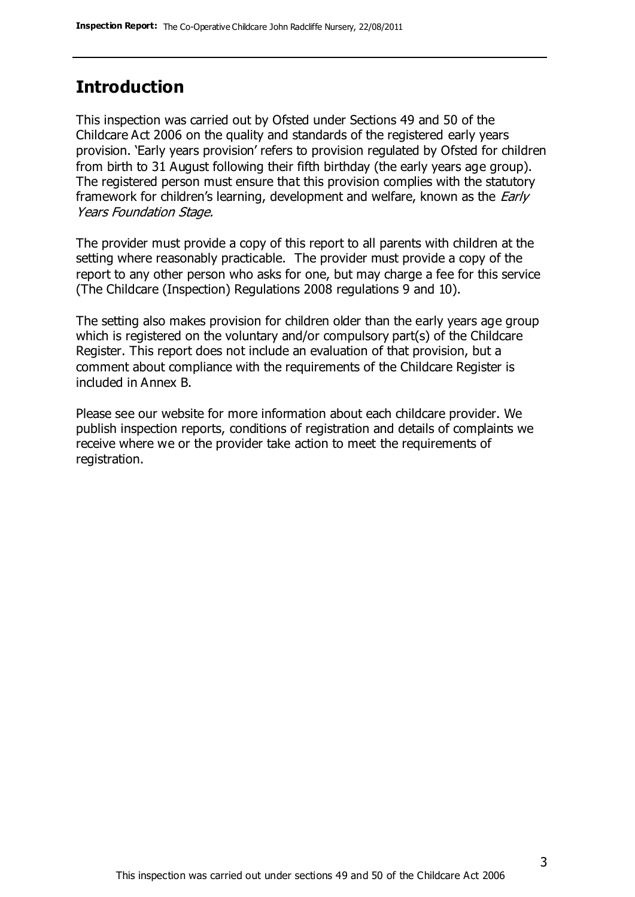## Introduction

This inspection was carried out by Ofsted under Sections 49 and 50 of the Childcare Act 2006 on the quality and standards of the registered early years provision. 'Early years provision' refers to provision regulated by Ofsted for children from birth to 31 August following their fifth birthday (the early years age group). The registered person must ensure that this provision complies with the statutory framework for children's learning, development and welfare, known as the *Early Years Foundation Stage.*

The provider must provide a copy of this report to all parents with children at the setting where reasonably practicable. The provider must provide a copy of the report to any other person who asks for one, but may charge a fee for this service (The Childcare (Inspection) Regulations 2008 regulations 9 and 10).

The setting also makes provision for children older than the early years age group which is registered on the voluntary and/or compulsory part(s) of the Childcare Register. This report does not include an evaluation of that provision, but a comment about compliance with the requirements of the Childcare Register is included in Annex B.

Please see our website for more information about each childcare provider. We publish inspection reports, conditions of registration and details of complaints we receive where we or the provider take action to meet the requirements of registration.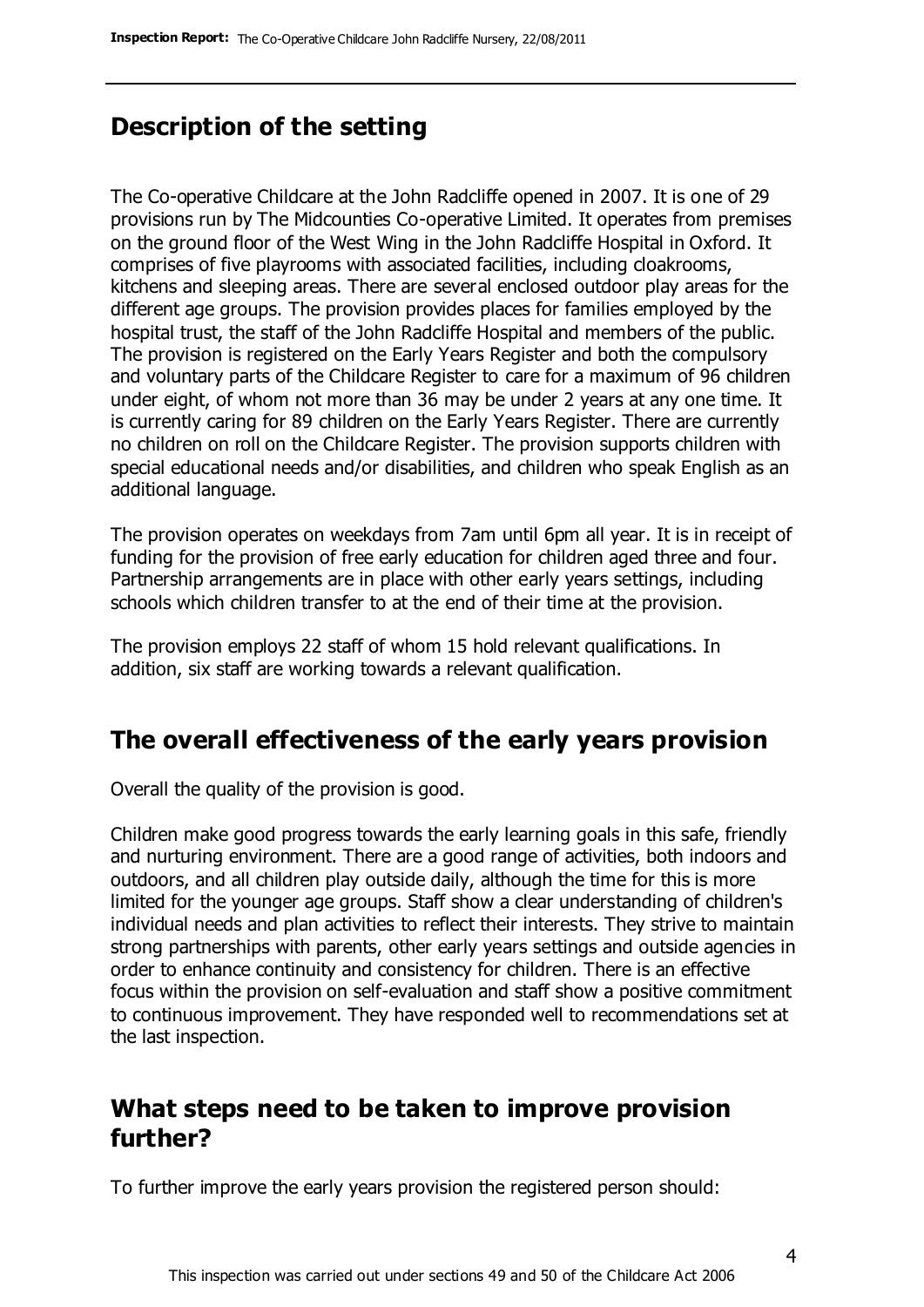## Description of the setting

The Co-operative Childcare at the John Radcliffe opened in 2007. It is one of 29 provisions run by The Midcounties Co-operative Limited. It operates from premises on the ground floor of the West Wing in the John Radcliffe Hospital in Oxford. It comprises of five playrooms with associated facilities, including cloakrooms, kitchens and sleeping areas. There are several enclosed outdoor play areas for the different age groups. The provision provides places for families employed by the hospital trust, the staff of the John Radcliffe Hospital and members of the public. The provision is registered on the Early Years Register and both the compulsory and voluntary parts of the Childcare Register to care for a maximum of 96 children under eight, of whom not more than 36 may be under 2 years at any one time. It is currently caring for 89 children on the Early Years Register. There are currently no children on roll on the Childcare Register. The provision supports children with special educational needs and/or disabilities, and children who speak English as an additional language.

The provision operates on weekdays from 7am until 6pm all year. It is in receipt of funding for the provision of free early education for children aged three and four. Partnership arrangements are in place with other early years settings, including schools which children transfer to at the end of their time at the provision.

The provision employs 22 staff of whom 15 hold relevant qualifications. In addition, six staff are working towards a relevant qualification.

## The overall effectiveness of the early years provision

Overall the quality of the provision is good.

Children make good progress towards the early learning goals in this safe, friendly and nurturing environment. There are a good range of activities, both indoors and outdoors, and all children play outside daily, although the time for this is more limited for the younger age groups. Staff show a clear understanding of children's individual needs and plan activities to reflect their interests. They strive to maintain strong partnerships with parents, other early years settings and outside agencies in order to enhance continuity and consistency for children. There is an effective focus within the provision on self-evaluation and staff show a positive commitment to continuous improvement. They have responded well to recommendations set at the last inspection.

## What steps need to be taken to improve provision further?

To further improve the early years provision the registered person should: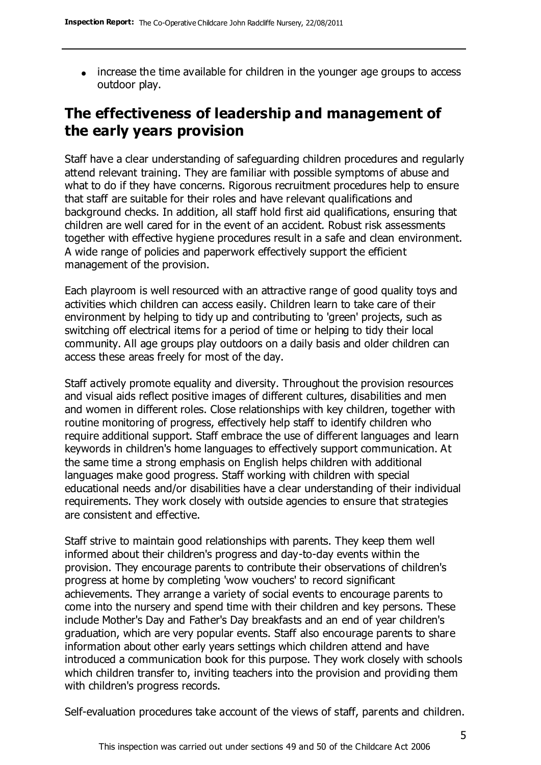- increase the time available for children in the younger age groups to access outdoor play.

## The effectiveness of leadership and management of the early years provision

Staff have a clear understanding of safeguarding children procedures and regularly attend relevant training. They are familiar with possible symptoms of abuse and what to do if they have concerns. Rigorous recruitment procedures help to ensure that staff are suitable for their roles and have relevant qualifications and background checks. In addition, all staff hold first aid qualifications, ensuring that children are well cared for in the event of an accident. Robust risk assessments together with effective hygiene procedures result in a safe and clean environment. A wide range of policies and paperwork effectively support the efficient management of the provision.

Each playroom is well resourced with an attractive range of good quality toys and activities which children can access easily. Children learn to take care of their environment by helping to tidy up and contributing to 'green' projects, such as switching off electrical items for a period of time or helping to tidy their local community. All age groups play outdoors on a daily basis and older children can access these areas freely for most of the day.

Staff actively promote equality and diversity. Throughout the provision resources and visual aids reflect positive images of different cultures, disabilities and men and women in different roles. Close relationships with key children, together with routine monitoring of progress, effectively help staff to identify children who require additional support. Staff embrace the use of different languages and learn keywords in children's home languages to effectively support communication. At the same time a strong emphasis on English helps children with additional languages make good progress. Staff working with children with special educational needs and/or disabilities have a clear understanding of their individual requirements. They work closely with outside agencies to ensure that strategies are consistent and effective.

Staff strive to maintain good relationships with parents. They keep them well informed about their children's progress and day-to-day events within the provision. They encourage parents to contribute their observations of children's progress at home by completing 'wow vouchers' to record significant achievements. They arrange a variety of social events to encourage parents to come into the nursery and spend time with their children and key persons. These include Mother's Day and Father's Day breakfasts and an end of year children's graduation, which are very popular events. Staff also encourage parents to share information about other early years settings which children attend and have introduced a communication book for this purpose. They work closely with schools which children transfer to, inviting teachers into the provision and providing them with children's progress records.

Self-evaluation procedures take account of the views of staff, parents and children.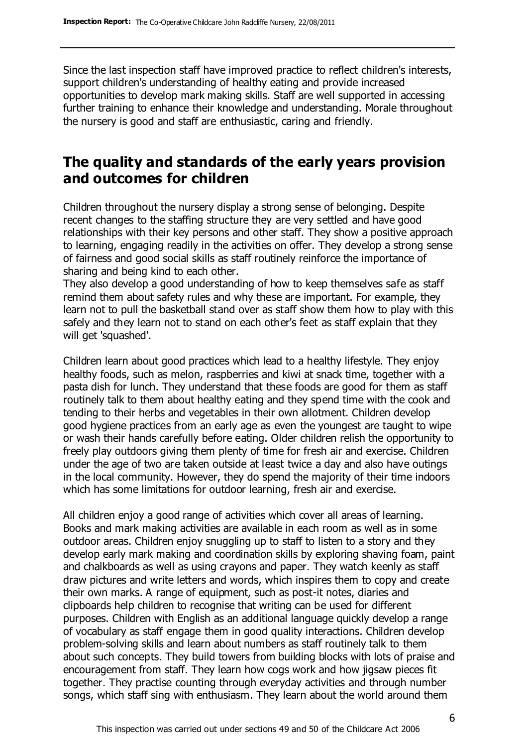Since the last inspection staff have improved practice to reflect children's interests, support children's understanding of healthy eating and provide increased opportunities to develop mark making skills. Staff are well supported in accessing further training to enhance their knowledge and understanding. Morale throughout the nursery is good and staff are enthusiastic, caring and friendly.

## The quality and standards of the early years provision and outcomes for children

Children throughout the nursery display a strong sense of belonging. Despite recent changes to the staffing structure they are very settled and have good relationships with their key persons and other staff. They show a positive approach to learning, engaging readily in the activities on offer. They develop a strong sense of fairness and good social skills as staff routinely reinforce the importance of sharing and being kind to each other.

They also develop a good understanding of how to keep themselves safe as staff remind them about safety rules and why these are important. For example, they learn not to pull the basketball stand over as staff show them how to play with this safely and they learn not to stand on each other's feet as staff explain that they will get 'squashed'.

Children learn about good practices which lead to a healthy lifestyle. They enjoy healthy foods, such as melon, raspberries and kiwi at snack time, together with a pasta dish for lunch. They understand that these foods are good for them as staff routinely talk to them about healthy eating and they spend time with the cook and tending to their herbs and vegetables in their own allotment. Children develop good hygiene practices from an early age as even the youngest are taught to wipe or wash their hands carefully before eating. Older children relish the opportunity to freely play outdoors giving them plenty of time for fresh air and exercise. Children under the age of two are taken outside at least twice a day and also have outings in the local community. However, they do spend the majority of their time indoors which has some limitations for outdoor learning, fresh air and exercise.

All children enjoy a good range of activities which cover all areas of learning. Books and mark making activities are available in each room as well as in some outdoor areas. Children enjoy snuggling up to staff to listen to a story and they develop early mark making and coordination skills by exploring shaving foam, paint and chalkboards as well as using crayons and paper. They watch keenly as staff draw pictures and write letters and words, which inspires them to copy and create their own marks. A range of equipment, such as post-it notes, diaries and clipboards help children to recognise that writing can be used for different purposes. Children with English as an additional language quickly develop a range of vocabulary as staff engage them in good quality interactions. Children develop problem-solving skills and learn about numbers as staff routinely talk to them about such concepts. They build towers from building blocks with lots of praise and encouragement from staff. They learn how cogs work and how jigsaw pieces fit together. They practise counting through everyday activities and through number songs, which staff sing with enthusiasm. They learn about the world around them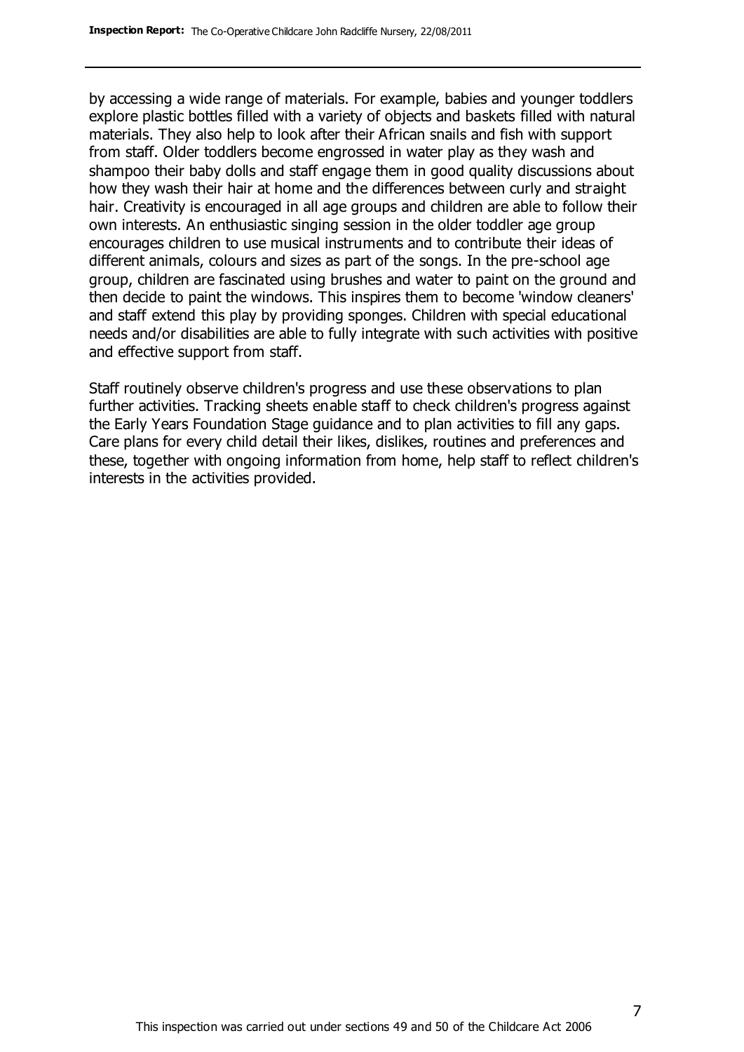by accessing a wide range of materials. For example, babies and younger toddlers explore plastic bottles filled with a variety of objects and baskets filled with natural materials. They also help to look after their African snails and fish with support from staff. Older toddlers become engrossed in water play as they wash and shampoo their baby dolls and staff engage them in good quality discussions about how they wash their hair at home and the differences between curly and straight hair. Creativity is encouraged in all age groups and children are able to follow their own interests. An enthusiastic singing session in the older toddler age group encourages children to use musical instruments and to contribute their ideas of different animals, colours and sizes as part of the songs. In the pre-school age group, children are fascinated using brushes and water to paint on the ground and then decide to paint the windows. This inspires them to become 'window cleaners' and staff extend this play by providing sponges. Children with special educational needs and/or disabilities are able to fully integrate with such activities with positive and effective support from staff.

Staff routinely observe children's progress and use these observations to plan further activities. Tracking sheets enable staff to check children's progress against the Early Years Foundation Stage guidance and to plan activities to fill any gaps. Care plans for every child detail their likes, dislikes, routines and preferences and these, together with ongoing information from home, help staff to reflect children's interests in the activities provided.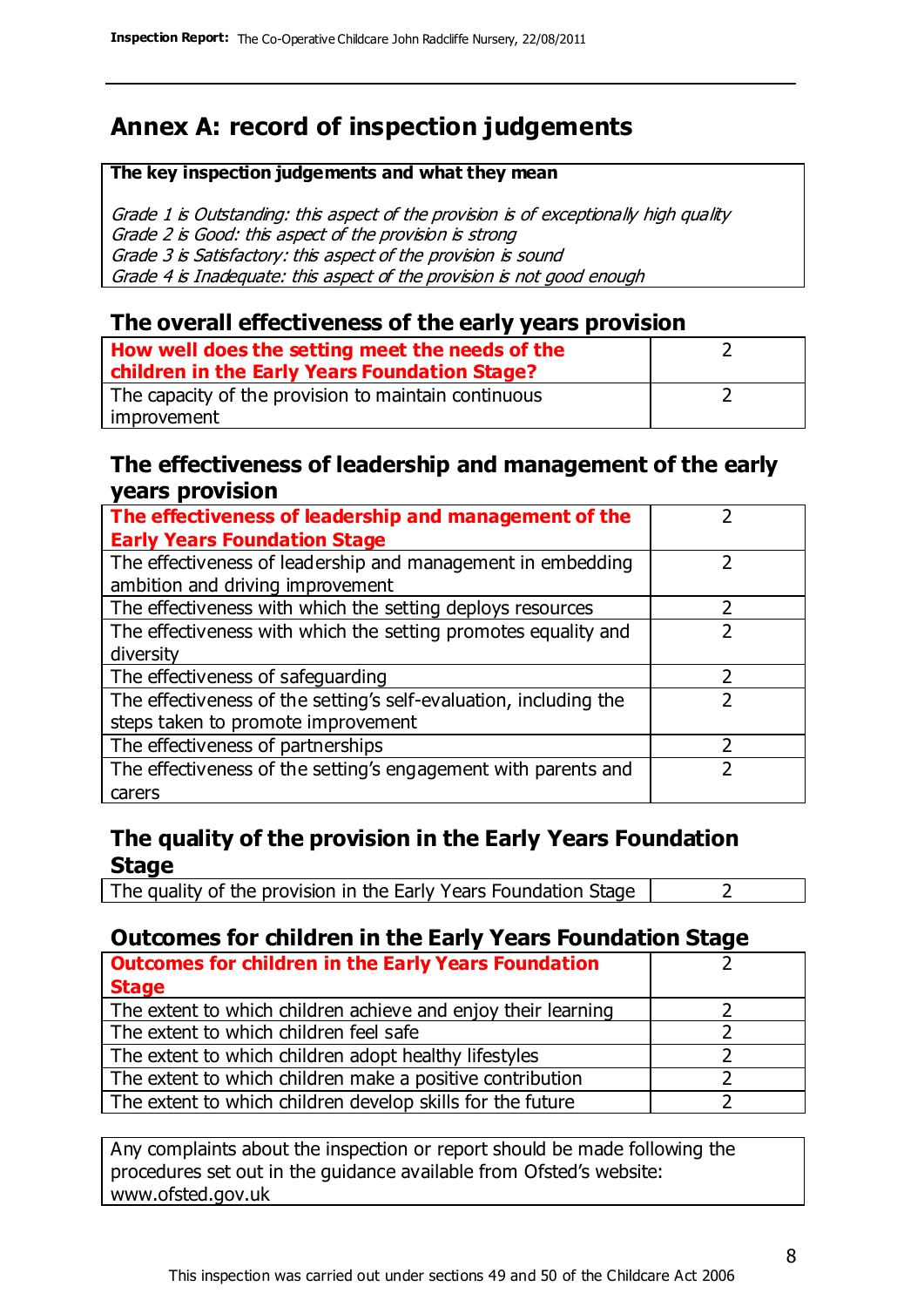## Annex A: record of inspection judgements

| The key inspection judgements and what they mean |
|---|
| *Grade 1 is Outstanding: this aspect of the provision is of exceptionally high quality*<br>*Grade 2 is Good: this aspect of the provision is strong*<br>*Grade 3 is Satisfactory: this aspect of the provision is sound*<br>*Grade 4 is Inadequate: this aspect of the provision is not good enough* |

### The overall effectiveness of the early years provision

| | |
|---|---|
| **How well does the setting meet the needs of the children in the Early Years Foundation Stage?** | 2 |
| The capacity of the provision to maintain continuous improvement | 2 |

### The effectiveness of leadership and management of the early years provision

| | |
|---|---|
| **The effectiveness of leadership and management of the Early Years Foundation Stage** | 2 |
| The effectiveness of leadership and management in embedding ambition and driving improvement | 2 |
| The effectiveness with which the setting deploys resources | 2 |
| The effectiveness with which the setting promotes equality and diversity | 2 |
| The effectiveness of safeguarding | 2 |
| The effectiveness of the setting's self-evaluation, including the steps taken to promote improvement | 2 |
| The effectiveness of partnerships | 2 |
| The effectiveness of the setting's engagement with parents and carers | 2 |

### The quality of the provision in the Early Years Foundation Stage

| | |
|---|---|
| The quality of the provision in the Early Years Foundation Stage | 2 |

### Outcomes for children in the Early Years Foundation Stage

| | |
|---|---|
| **Outcomes for children in the Early Years Foundation Stage** | 2 |
| The extent to which children achieve and enjoy their learning | 2 |
| The extent to which children feel safe | 2 |
| The extent to which children adopt healthy lifestyles | 2 |
| The extent to which children make a positive contribution | 2 |
| The extent to which children develop skills for the future | 2 |

Any complaints about the inspection or report should be made following the procedures set out in the guidance available from Ofsted's website: www.ofsted.gov.uk

This inspection was carried out under sections 49 and 50 of the Childcare Act 2006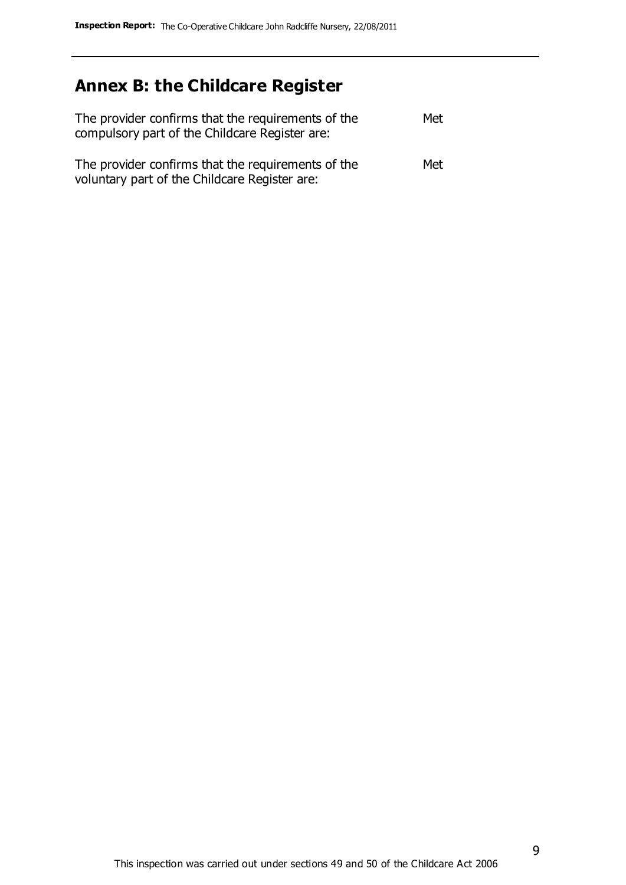## Annex B: the Childcare Register

| | |
|---|---|
| The provider confirms that the requirements of the compulsory part of the Childcare Register are: | Met |
| The provider confirms that the requirements of the voluntary part of the Childcare Register are: | Met |

This inspection was carried out under sections 49 and 50 of the Childcare Act 2006